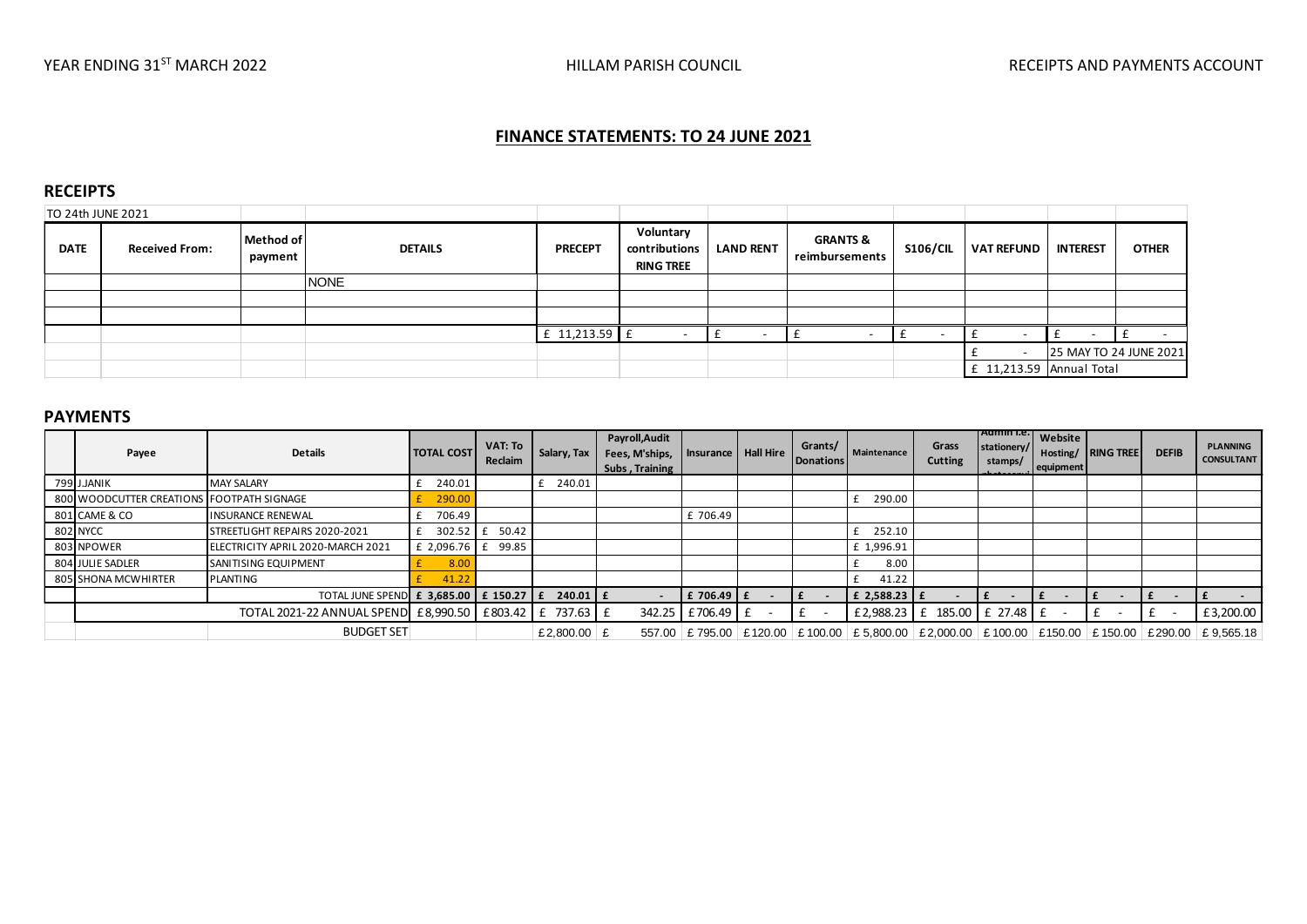YEAR ENDING 31ST MARCH 2022 | HILLAM PARISH COUNCIL | RECEIPTS AND PAYMENTS ACCOUNT

## FINANCE STATEMENTS: TO 24 JUNE 2021

### RECEIPTS

TO 24th JUNE 2021

| DATE | Received From: | Method of payment | DETAILS | PRECEPT | Voluntary contributions RING TREE | LAND RENT | GRANTS & reimbursements | S106/CIL | VAT REFUND | INTEREST | OTHER |
|---|---|---|---|---|---|---|---|---|---|---|---|
| | | | NONE | | | | | | | | |
| | | | | | | | | | | | |
| | | | | | | | | | | | |
| | | | | £ 11,213.59 | £ - | £ - | £ - | £ - | £ - | £ - | £ - |
| | | | | | | | | | £ - | 25 MAY TO 24 JUNE 2021 | |
| | | | | | | | | | £ 11,213.59 | Annual Total | |

### PAYMENTS

| | Payee | Details | TOTAL COST | VAT: To Reclaim | Salary, Tax | Payroll, Audit Fees, M'ships, Subs, Training | Insurance | Hall Hire | Grants/ Donations | Maintenance | Grass Cutting | Admin i.e. stationery/ stamps/ photocopy | Website Hosting/ equipment | RING TREE | DEFIB | PLANNING CONSULTANT |
|---|---|---|---|---|---|---|---|---|---|---|---|---|---|---|---|---|
| 799 | J.JANIK | MAY SALARY | £ 240.01 | | £ 240.01 | | | | | | | | | | | |
| 800 | WOODCUTTER CREATIONS | FOOTPATH SIGNAGE | £ 290.00 | | | | | | | £ 290.00 | | | | | | |
| 801 | CAME & CO | INSURANCE RENEWAL | £ 706.49 | | | | £ 706.49 | | | | | | | | | |
| 802 | NYCC | STREETLIGHT REPAIRS 2020-2021 | £ 302.52 | £ 50.42 | | | | | | £ 252.10 | | | | | | |
| 803 | NPOWER | ELECTRICITY APRIL 2020-MARCH 2021 | £ 2,096.76 | £ 99.85 | | | | | | £ 1,996.91 | | | | | | |
| 804 | JULIE SADLER | SANITISING EQUIPMENT | £ 8.00 | | | | | | | £ 8.00 | | | | | | |
| 805 | SHONA MCWHIRTER | PLANTING | £ 41.22 | | | | | | | £ 41.22 | | | | | | |
| | | TOTAL JUNE SPEND | £ 3,685.00 | £ 150.27 | £ 240.01 | £ - | £ 706.49 | £ - | £ - | £ 2,588.23 | £ - | £ - | £ - | £ - | £ - | £ - |
| | | TOTAL 2021-22 ANNUAL SPEND | £8,990.50 | £803.42 | £ 737.63 | £ 342.25 | £706.49 | £ - | £ - | £2,988.23 | £ 185.00 | £ 27.48 | £ - | £ - | £ - | £3,200.00 |
| | | BUDGET SET | | | £2,800.00 | £ 557.00 | £ 795.00 | £120.00 | £ 100.00 | £ 5,800.00 | £ 2,000.00 | £ 100.00 | £150.00 | £ 150.00 | £290.00 | £ 9,565.18 |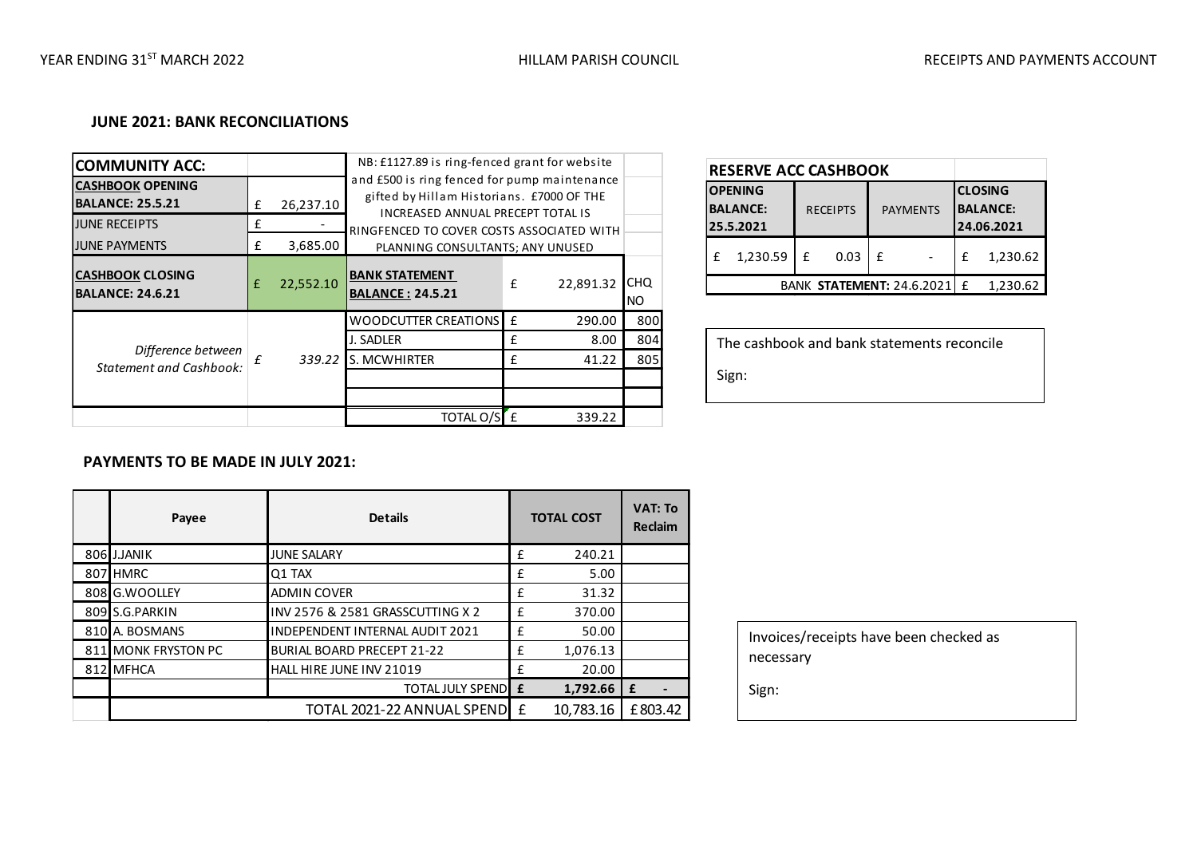## JUNE 2021: BANK RECONCILIATIONS

| COMMUNITY ACC: | | NB: £1127.89 is ring-fenced grant for website and £500 is ring fenced for pump maintenance gifted by Hillam Historians. £7000 OF THE INCREASED ANNUAL PRECEPT TOTAL IS RINGFENCED TO COVER COSTS ASSOCIATED WITH PLANNING CONSULTANTS; ANY UNUSED | | |
|---|---|---|---|---|
| **CASHBOOK OPENING BALANCE: 25.5.21** | £ 26,237.10 | | | |
| JUNE RECEIPTS | £ - | | | |
| JUNE PAYMENTS | £ 3,685.00 | | | |
| **CASHBOOK CLOSING BALANCE: 24.6.21** | £ 22,552.10 | **BANK STATEMENT BALANCE : 24.5.21** | £ 22,891.32 | CHQ NO |
| *Difference between Statement and Cashbook:* | *£ 339.22* | WOODCUTTER CREATIONS | £ 290.00 | 800 |
| | | J. SADLER | £ 8.00 | 804 |
| | | S. MCWHIRTER | £ 41.22 | 805 |
| | | TOTAL O/S | £ 339.22 | |

| RESERVE ACC CASHBOOK | | | |
|---|---|---|---|
| **OPENING BALANCE: 25.5.2021** | RECEIPTS | PAYMENTS | **CLOSING BALANCE: 24.06.2021** |
| £ 1,230.59 | £ 0.03 | £ - | £ 1,230.62 |
| | | BANK **STATEMENT:** 24.6.2021 | £ 1,230.62 |

The cashbook and bank statements reconcile

Sign:

## PAYMENTS TO BE MADE IN JULY 2021:

| | Payee | Details | TOTAL COST | VAT: To Reclaim |
|---|---|---|---|---|
| 806 | J.JANIK | JUNE SALARY | £ 240.21 | |
| 807 | HMRC | Q1 TAX | £ 5.00 | |
| 808 | G.WOOLLEY | ADMIN COVER | £ 31.32 | |
| 809 | S.G.PARKIN | INV 2576 & 2581 GRASSCUTTING X 2 | £ 370.00 | |
| 810 | A. BOSMANS | INDEPENDENT INTERNAL AUDIT 2021 | £ 50.00 | |
| 811 | MONK FRYSTON PC | BURIAL BOARD PRECEPT 21-22 | £ 1,076.13 | |
| 812 | MFHCA | HALL HIRE JUNE INV 21019 | £ 20.00 | |
| | | TOTAL JULY SPEND | **£ 1,792.66** | **£ -** |
| | TOTAL 2021-22 ANNUAL SPEND | | £ 10,783.16 | £803.42 |

Invoices/receipts have been checked as necessary

Sign: